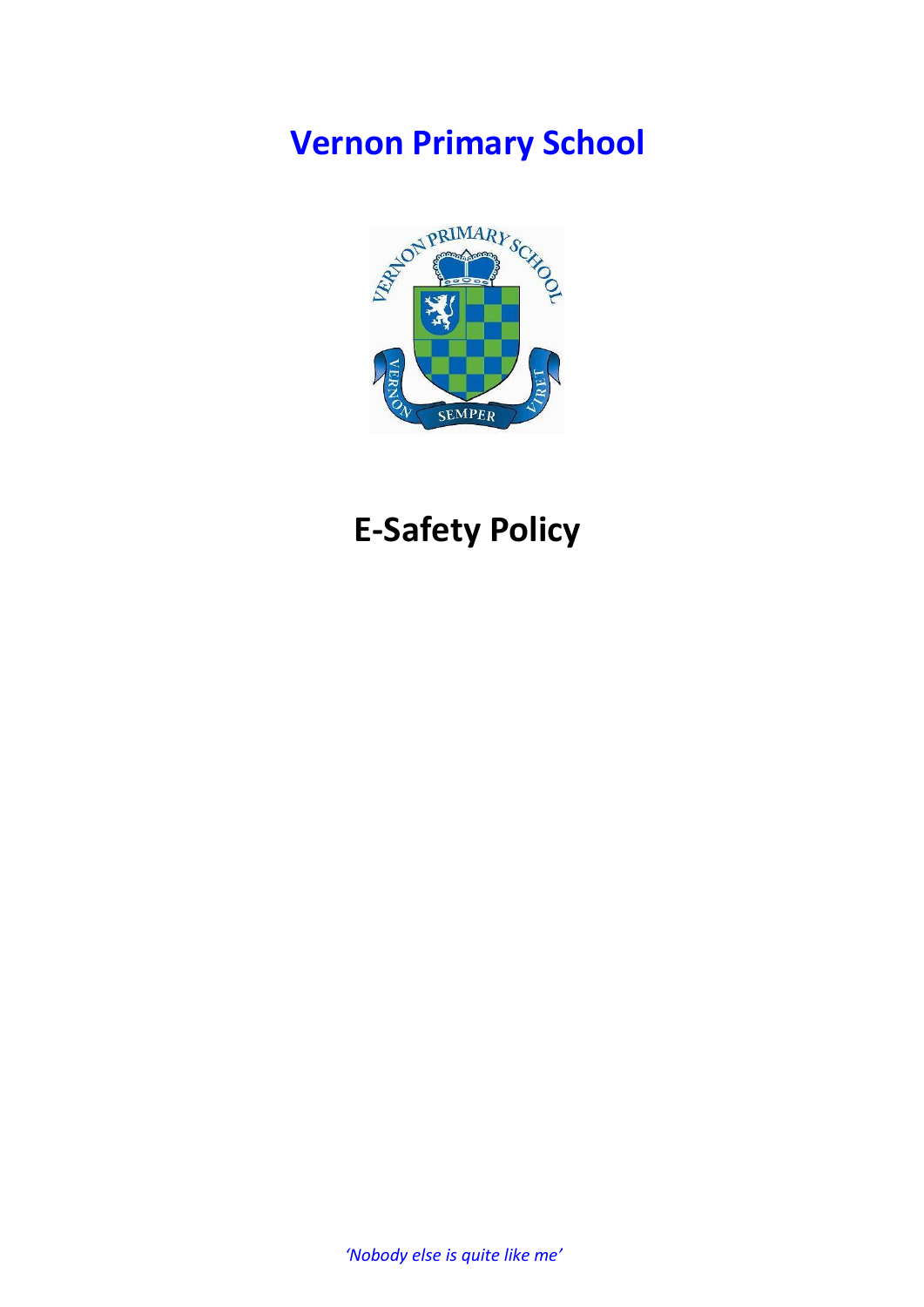# Vernon Primary School

# E-Safety Policy

*'Nobody else is quite like me'*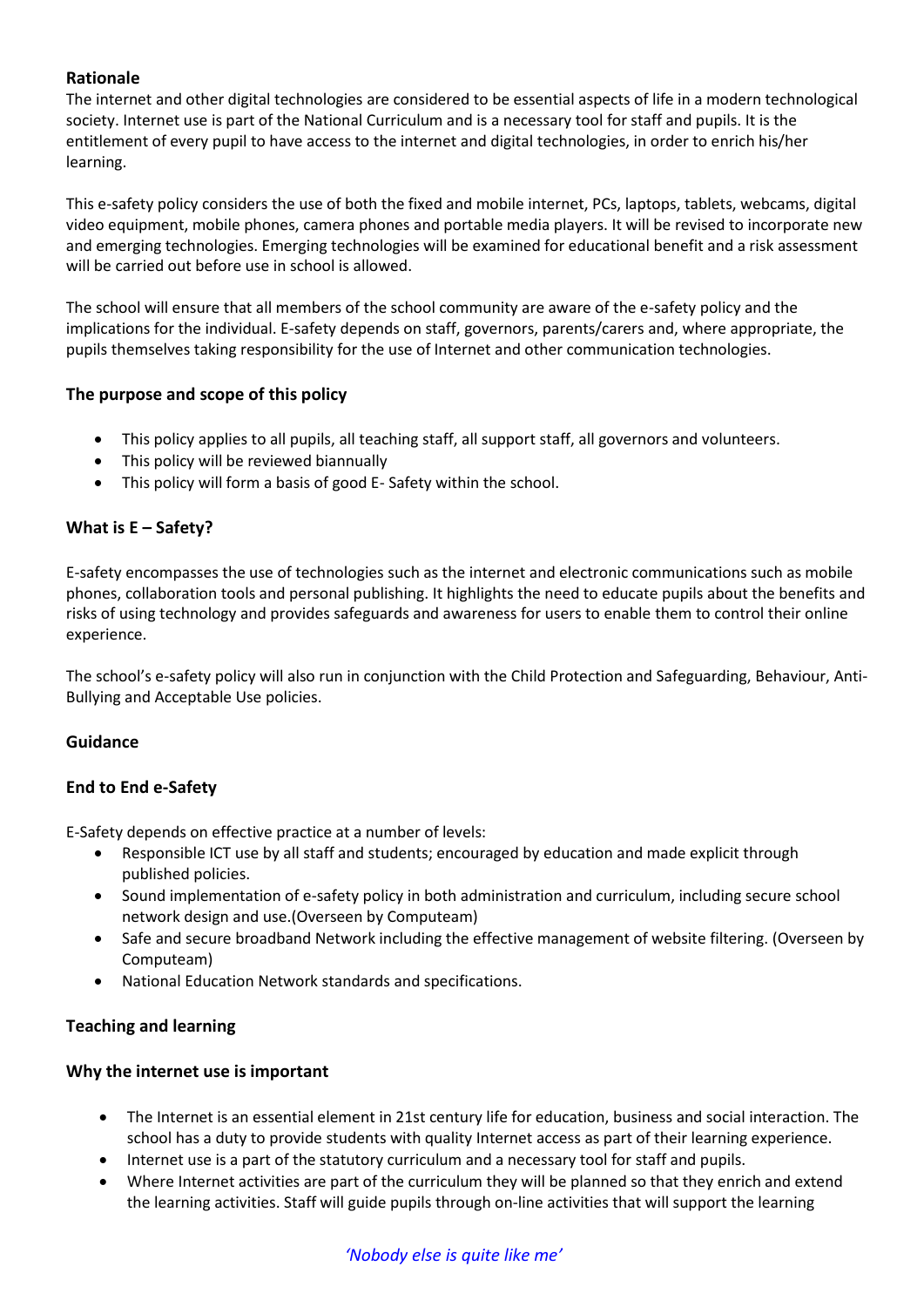### Rationale

The internet and other digital technologies are considered to be essential aspects of life in a modern technological society. Internet use is part of the National Curriculum and is a necessary tool for staff and pupils. It is the entitlement of every pupil to have access to the internet and digital technologies, in order to enrich his/her learning.

This e-safety policy considers the use of both the fixed and mobile internet, PCs, laptops, tablets, webcams, digital video equipment, mobile phones, camera phones and portable media players. It will be revised to incorporate new and emerging technologies. Emerging technologies will be examined for educational benefit and a risk assessment will be carried out before use in school is allowed.

The school will ensure that all members of the school community are aware of the e-safety policy and the implications for the individual. E-safety depends on staff, governors, parents/carers and, where appropriate, the pupils themselves taking responsibility for the use of Internet and other communication technologies.

### The purpose and scope of this policy

- This policy applies to all pupils, all teaching staff, all support staff, all governors and volunteers.
- This policy will be reviewed biannually
- This policy will form a basis of good E- Safety within the school.

### What is E – Safety?

E-safety encompasses the use of technologies such as the internet and electronic communications such as mobile phones, collaboration tools and personal publishing. It highlights the need to educate pupils about the benefits and risks of using technology and provides safeguards and awareness for users to enable them to control their online experience.

The school's e-safety policy will also run in conjunction with the Child Protection and Safeguarding, Behaviour, Anti-Bullying and Acceptable Use policies.

### Guidance

### End to End e-Safety

E-Safety depends on effective practice at a number of levels:

- Responsible ICT use by all staff and students; encouraged by education and made explicit through published policies.
- Sound implementation of e-safety policy in both administration and curriculum, including secure school network design and use.(Overseen by Computeam)
- Safe and secure broadband Network including the effective management of website filtering. (Overseen by Computeam)
- National Education Network standards and specifications.

### Teaching and learning

### Why the internet use is important

- The Internet is an essential element in 21st century life for education, business and social interaction. The school has a duty to provide students with quality Internet access as part of their learning experience.
- Internet use is a part of the statutory curriculum and a necessary tool for staff and pupils.
- Where Internet activities are part of the curriculum they will be planned so that they enrich and extend the learning activities. Staff will guide pupils through on-line activities that will support the learning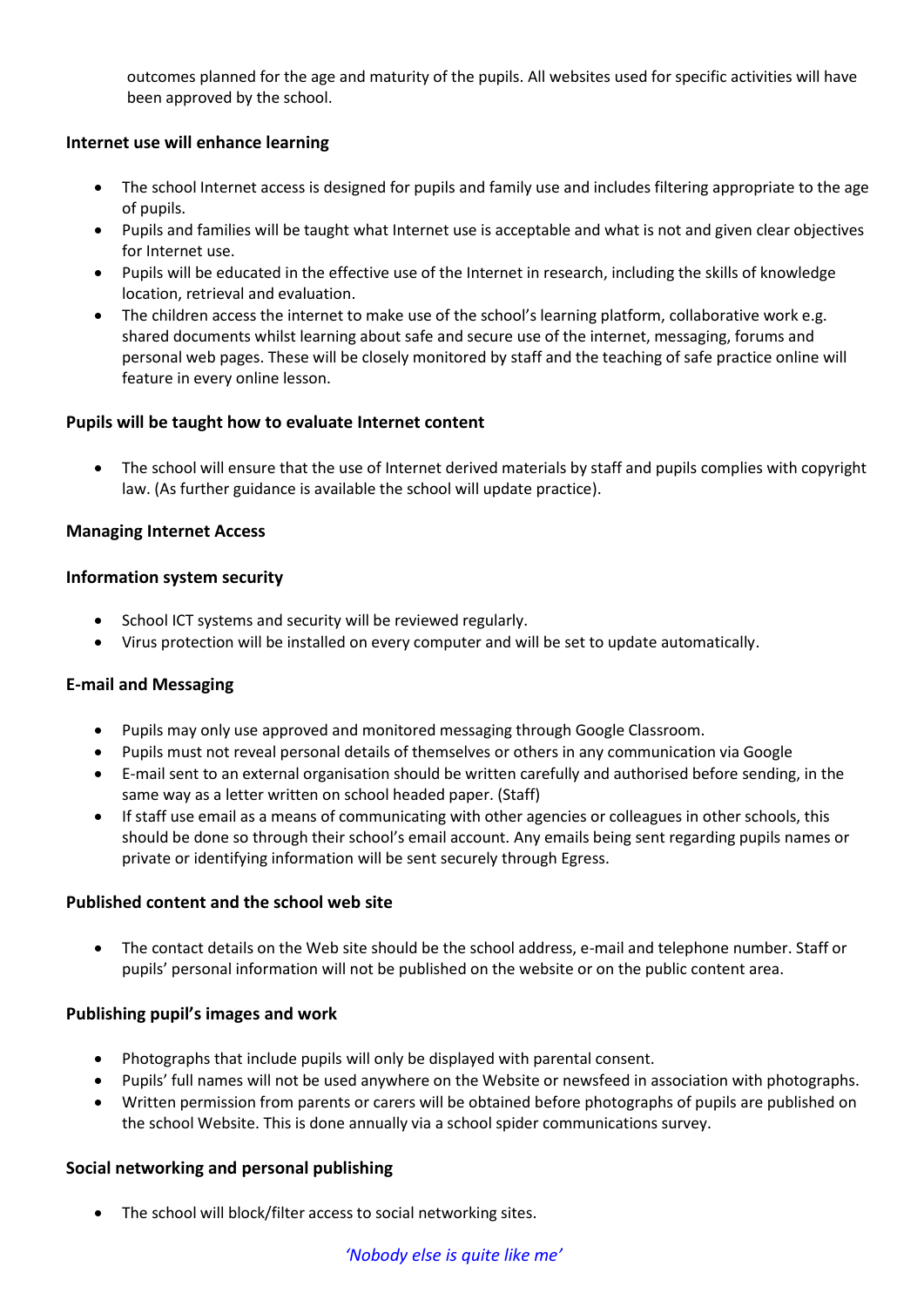outcomes planned for the age and maturity of the pupils. All websites used for specific activities will have been approved by the school.

**Internet use will enhance learning**

- The school Internet access is designed for pupils and family use and includes filtering appropriate to the age of pupils.
- Pupils and families will be taught what Internet use is acceptable and what is not and given clear objectives for Internet use.
- Pupils will be educated in the effective use of the Internet in research, including the skills of knowledge location, retrieval and evaluation.
- The children access the internet to make use of the school's learning platform, collaborative work e.g. shared documents whilst learning about safe and secure use of the internet, messaging, forums and personal web pages. These will be closely monitored by staff and the teaching of safe practice online will feature in every online lesson.

**Pupils will be taught how to evaluate Internet content**

- The school will ensure that the use of Internet derived materials by staff and pupils complies with copyright law. (As further guidance is available the school will update practice).

**Managing Internet Access**

**Information system security**

- School ICT systems and security will be reviewed regularly.
- Virus protection will be installed on every computer and will be set to update automatically.

**E-mail and Messaging**

- Pupils may only use approved and monitored messaging through Google Classroom.
- Pupils must not reveal personal details of themselves or others in any communication via Google
- E-mail sent to an external organisation should be written carefully and authorised before sending, in the same way as a letter written on school headed paper. (Staff)
- If staff use email as a means of communicating with other agencies or colleagues in other schools, this should be done so through their school's email account. Any emails being sent regarding pupils names or private or identifying information will be sent securely through Egress.

**Published content and the school web site**

- The contact details on the Web site should be the school address, e-mail and telephone number. Staff or pupils' personal information will not be published on the website or on the public content area.

**Publishing pupil's images and work**

- Photographs that include pupils will only be displayed with parental consent.
- Pupils' full names will not be used anywhere on the Website or newsfeed in association with photographs.
- Written permission from parents or carers will be obtained before photographs of pupils are published on the school Website. This is done annually via a school spider communications survey.

**Social networking and personal publishing**

- The school will block/filter access to social networking sites.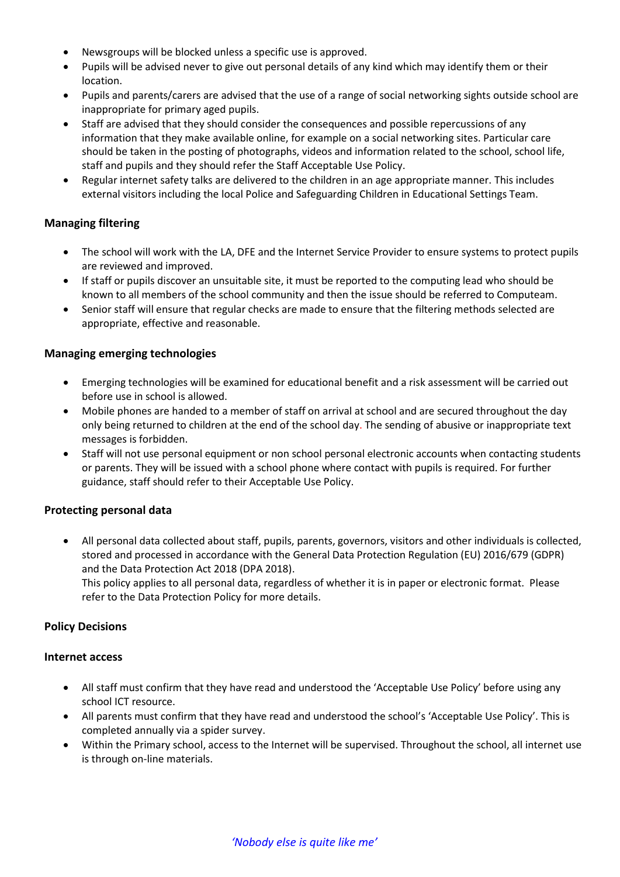- Newsgroups will be blocked unless a specific use is approved.
- Pupils will be advised never to give out personal details of any kind which may identify them or their location.
- Pupils and parents/carers are advised that the use of a range of social networking sights outside school are inappropriate for primary aged pupils.
- Staff are advised that they should consider the consequences and possible repercussions of any information that they make available online, for example on a social networking sites. Particular care should be taken in the posting of photographs, videos and information related to the school, school life, staff and pupils and they should refer the Staff Acceptable Use Policy.
- Regular internet safety talks are delivered to the children in an age appropriate manner. This includes external visitors including the local Police and Safeguarding Children in Educational Settings Team.

**Managing filtering**

- The school will work with the LA, DFE and the Internet Service Provider to ensure systems to protect pupils are reviewed and improved.
- If staff or pupils discover an unsuitable site, it must be reported to the computing lead who should be known to all members of the school community and then the issue should be referred to Computeam.
- Senior staff will ensure that regular checks are made to ensure that the filtering methods selected are appropriate, effective and reasonable.

**Managing emerging technologies**

- Emerging technologies will be examined for educational benefit and a risk assessment will be carried out before use in school is allowed.
- Mobile phones are handed to a member of staff on arrival at school and are secured throughout the day only being returned to children at the end of the school day. The sending of abusive or inappropriate text messages is forbidden.
- Staff will not use personal equipment or non school personal electronic accounts when contacting students or parents. They will be issued with a school phone where contact with pupils is required. For further guidance, staff should refer to their Acceptable Use Policy.

**Protecting personal data**

- All personal data collected about staff, pupils, parents, governors, visitors and other individuals is collected, stored and processed in accordance with the General Data Protection Regulation (EU) 2016/679 (GDPR) and the Data Protection Act 2018 (DPA 2018).
  This policy applies to all personal data, regardless of whether it is in paper or electronic format. Please refer to the Data Protection Policy for more details.

**Policy Decisions**

**Internet access**

- All staff must confirm that they have read and understood the 'Acceptable Use Policy' before using any school ICT resource.
- All parents must confirm that they have read and understood the school's 'Acceptable Use Policy'. This is completed annually via a spider survey.
- Within the Primary school, access to the Internet will be supervised. Throughout the school, all internet use is through on-line materials.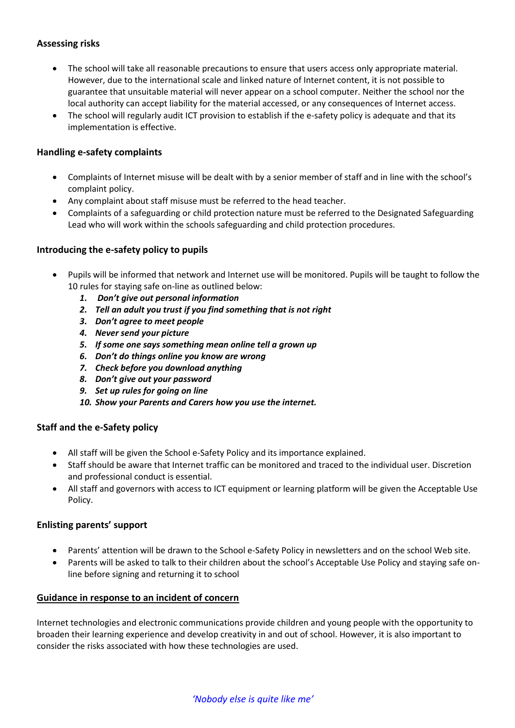### Assessing risks

- The school will take all reasonable precautions to ensure that users access only appropriate material. However, due to the international scale and linked nature of Internet content, it is not possible to guarantee that unsuitable material will never appear on a school computer. Neither the school nor the local authority can accept liability for the material accessed, or any consequences of Internet access.
- The school will regularly audit ICT provision to establish if the e-safety policy is adequate and that its implementation is effective.

### Handling e-safety complaints

- Complaints of Internet misuse will be dealt with by a senior member of staff and in line with the school's complaint policy.
- Any complaint about staff misuse must be referred to the head teacher.
- Complaints of a safeguarding or child protection nature must be referred to the Designated Safeguarding Lead who will work within the schools safeguarding and child protection procedures.

### Introducing the e-safety policy to pupils

- Pupils will be informed that network and Internet use will be monitored. Pupils will be taught to follow the 10 rules for staying safe on-line as outlined below:
  1. ***Don't give out personal information***
  2. ***Tell an adult you trust if you find something that is not right***
  3. ***Don't agree to meet people***
  4. ***Never send your picture***
  5. ***If some one says something mean online tell a grown up***
  6. ***Don't do things online you know are wrong***
  7. ***Check before you download anything***
  8. ***Don't give out your password***
  9. ***Set up rules for going on line***
  10. ***Show your Parents and Carers how you use the internet.***

### Staff and the e-Safety policy

- All staff will be given the School e-Safety Policy and its importance explained.
- Staff should be aware that Internet traffic can be monitored and traced to the individual user. Discretion and professional conduct is essential.
- All staff and governors with access to ICT equipment or learning platform will be given the Acceptable Use Policy.

### Enlisting parents' support

- Parents' attention will be drawn to the School e-Safety Policy in newsletters and on the school Web site.
- Parents will be asked to talk to their children about the school's Acceptable Use Policy and staying safe on-line before signing and returning it to school

### Guidance in response to an incident of concern

Internet technologies and electronic communications provide children and young people with the opportunity to broaden their learning experience and develop creativity in and out of school. However, it is also important to consider the risks associated with how these technologies are used.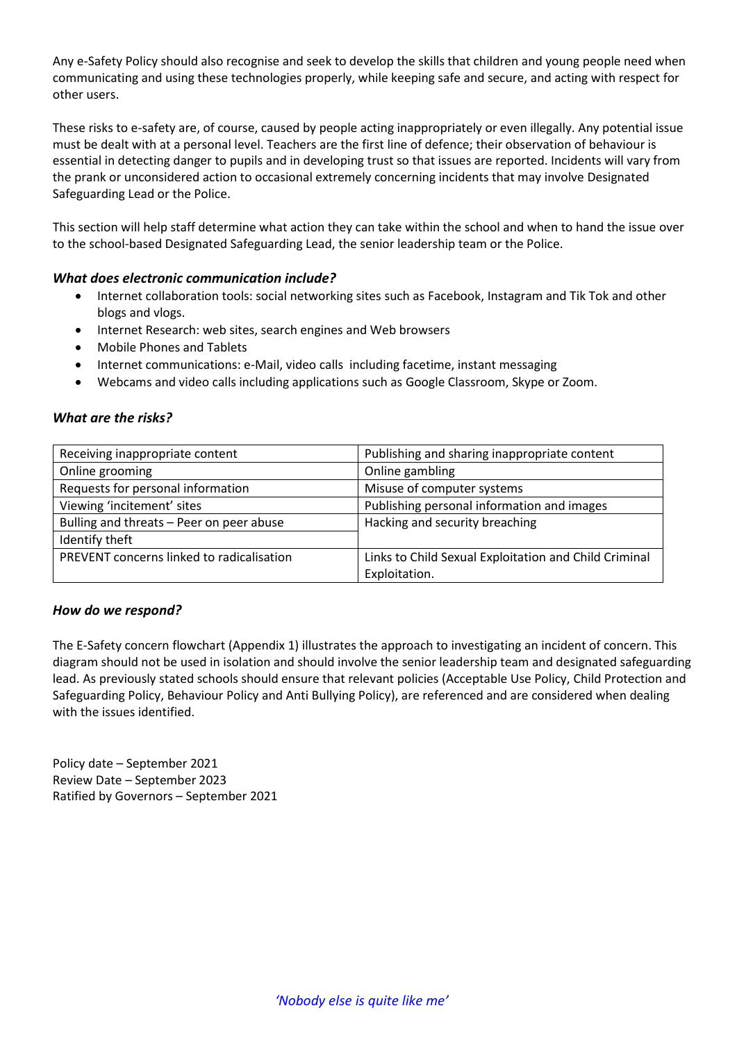Any e-Safety Policy should also recognise and seek to develop the skills that children and young people need when communicating and using these technologies properly, while keeping safe and secure, and acting with respect for other users.

These risks to e-safety are, of course, caused by people acting inappropriately or even illegally. Any potential issue must be dealt with at a personal level. Teachers are the first line of defence; their observation of behaviour is essential in detecting danger to pupils and in developing trust so that issues are reported. Incidents will vary from the prank or unconsidered action to occasional extremely concerning incidents that may involve Designated Safeguarding Lead or the Police.

This section will help staff determine what action they can take within the school and when to hand the issue over to the school-based Designated Safeguarding Lead, the senior leadership team or the Police.

### *What does electronic communication include?*

- Internet collaboration tools: social networking sites such as Facebook, Instagram and Tik Tok and other blogs and vlogs.
- Internet Research: web sites, search engines and Web browsers
- Mobile Phones and Tablets
- Internet communications: e-Mail, video calls including facetime, instant messaging
- Webcams and video calls including applications such as Google Classroom, Skype or Zoom.

### *What are the risks?*

| | |
|---|---|
| Receiving inappropriate content | Publishing and sharing inappropriate content |
| Online grooming | Online gambling |
| Requests for personal information | Misuse of computer systems |
| Viewing 'incitement' sites | Publishing personal information and images |
| Bulling and threats – Peer on peer abuse | Hacking and security breaching |
| Identify theft | |
| PREVENT concerns linked to radicalisation | Links to Child Sexual Exploitation and Child Criminal Exploitation. |

### *How do we respond?*

The E-Safety concern flowchart (Appendix 1) illustrates the approach to investigating an incident of concern. This diagram should not be used in isolation and should involve the senior leadership team and designated safeguarding lead. As previously stated schools should ensure that relevant policies (Acceptable Use Policy, Child Protection and Safeguarding Policy, Behaviour Policy and Anti Bullying Policy), are referenced and are considered when dealing with the issues identified.

Policy date – September 2021
Review Date – September 2023
Ratified by Governors – September 2021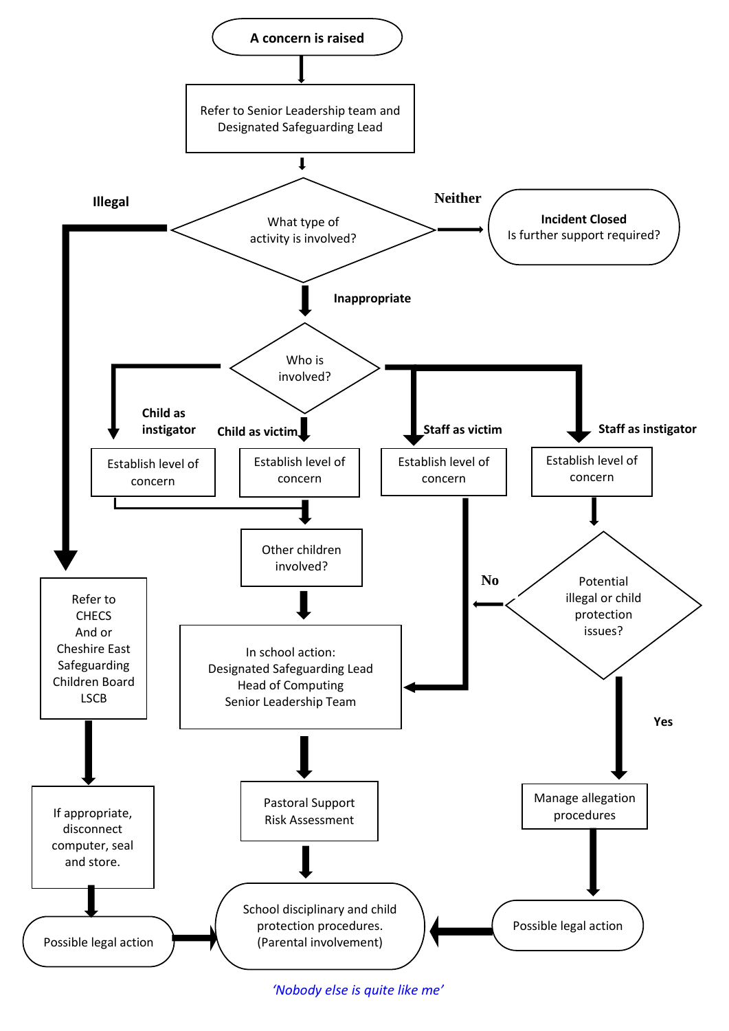A concern is raised

Refer to Senior Leadership team and Designated Safeguarding Lead

What type of activity is involved?

Illegal

Neither

Incident Closed
Is further support required?

Inappropriate

Who is involved?

Child as instigator

Child as victim

Staff as victim

Staff as instigator

Establish level of concern

Establish level of concern

Establish level of concern

Establish level of concern

Other children involved?

Potential illegal or child protection issues?

No

Yes

Refer to CHECS And or Cheshire East Safeguarding Children Board LSCB

In school action:
Designated Safeguarding Lead
Head of Computing
Senior Leadership Team

Pastoral Support
Risk Assessment

Manage allegation procedures

If appropriate, disconnect computer, seal and store.

Possible legal action

School disciplinary and child protection procedures.
(Parental involvement)

Possible legal action

*'Nobody else is quite like me'*